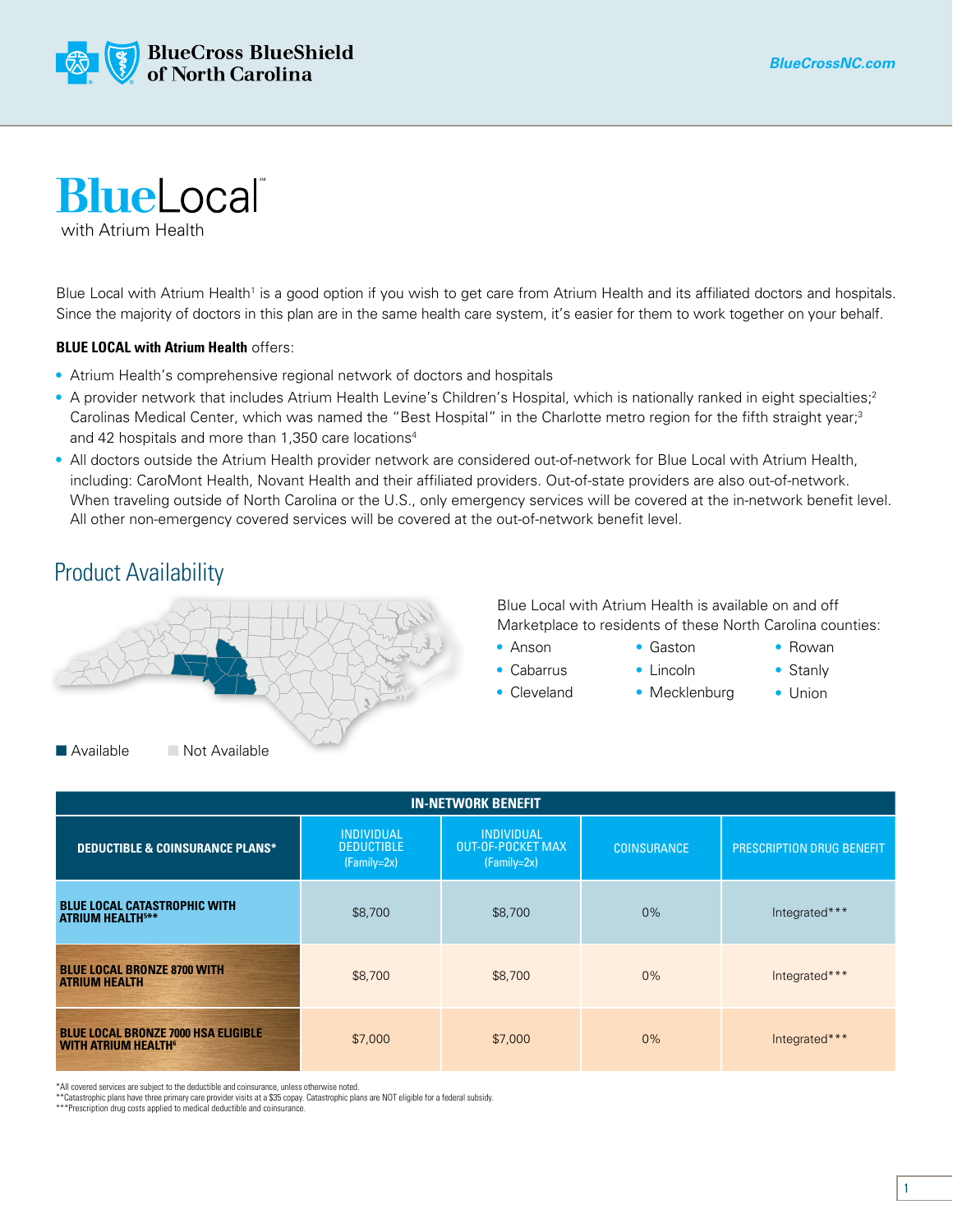BlueCross BlueShield of North Carolina

BlueCrossNC.com

# BlueLocal℠

with Atrium Health

Blue Local with Atrium Health[1] is a good option if you wish to get care from Atrium Health and its affiliated doctors and hospitals. Since the majority of doctors in this plan are in the same health care system, it's easier for them to work together on your behalf.

**BLUE LOCAL with Atrium Health** offers:

- Atrium Health's comprehensive regional network of doctors and hospitals
- A provider network that includes Atrium Health Levine's Children's Hospital, which is nationally ranked in eight specialties;[2] Carolinas Medical Center, which was named the "Best Hospital" in the Charlotte metro region for the fifth straight year;[3] and 42 hospitals and more than 1,350 care locations[4]
- All doctors outside the Atrium Health provider network are considered out-of-network for Blue Local with Atrium Health, including: CaroMont Health, Novant Health and their affiliated providers. Out-of-state providers are also out-of-network. When traveling outside of North Carolina or the U.S., only emergency services will be covered at the in-network benefit level. All other non-emergency covered services will be covered at the out-of-network benefit level.

## Product Availability

Available | Not Available

Blue Local with Atrium Health is available on and off Marketplace to residents of these North Carolina counties:

- Anson
- Cabarrus
- Cleveland
- Gaston
- Lincoln
- Mecklenburg
- Rowan
- Stanly
- Union

| IN-NETWORK BENEFIT | | | | |
|---|---|---|---|---|
| **DEDUCTIBLE & COINSURANCE PLANS*** | INDIVIDUAL DEDUCTIBLE (Family=2x) | INDIVIDUAL OUT-OF-POCKET MAX (Family=2x) | COINSURANCE | PRESCRIPTION DRUG BENEFIT |
| **BLUE LOCAL CATASTROPHIC WITH ATRIUM HEALTH[5]**** | $8,700 | $8,700 | 0% | Integrated*** |
| **BLUE LOCAL BRONZE 8700 WITH ATRIUM HEALTH** | $8,700 | $8,700 | 0% | Integrated*** |
| **BLUE LOCAL BRONZE 7000 HSA ELIGIBLE WITH ATRIUM HEALTH[6]** | $7,000 | $7,000 | 0% | Integrated*** |

*All covered services are subject to the deductible and coinsurance, unless otherwise noted.
**Catastrophic plans have three primary care provider visits at a $35 copay. Catastrophic plans are NOT eligible for a federal subsidy.
***Prescription drug costs applied to medical deductible and coinsurance.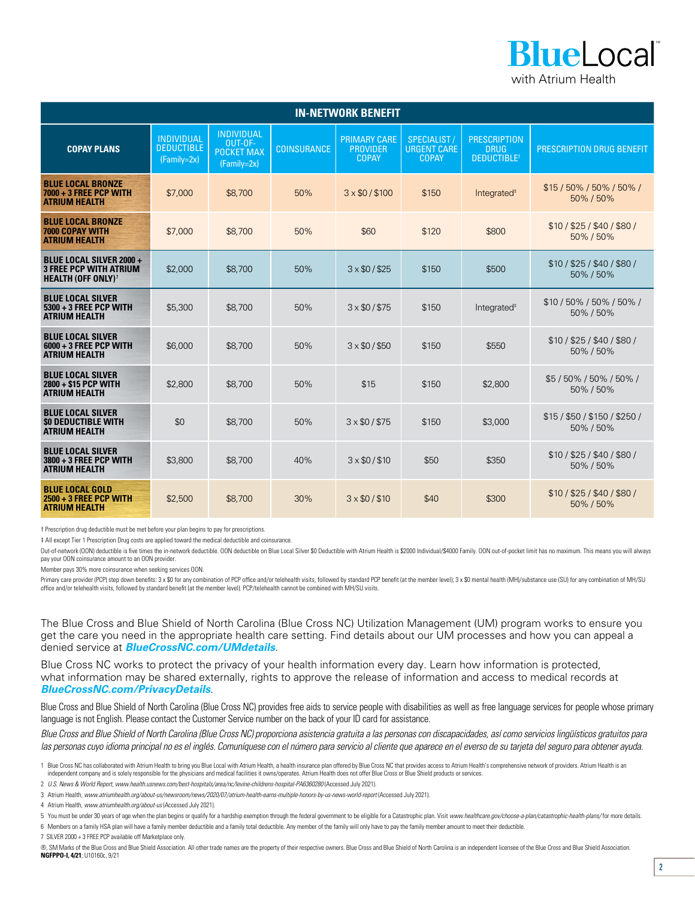# BlueLocal℠ with Atrium Health

| IN-NETWORK BENEFIT | | | | | | | |
|---|---|---|---|---|---|---|---|
| **COPAY PLANS** | INDIVIDUAL DEDUCTIBLE (Family=2x) | INDIVIDUAL OUT-OF-POCKET MAX (Family=2x) | COINSURANCE | PRIMARY CARE PROVIDER COPAY | SPECIALIST / URGENT CARE COPAY | PRESCRIPTION DRUG DEDUCTIBLE† | PRESCRIPTION DRUG BENEFIT |
| **BLUE LOCAL BRONZE 7000 + 3 FREE PCP WITH ATRIUM HEALTH** | $7,000 | $8,700 | 50% | 3 x $0 / $100 | $150 | Integrated‡ | $15 / 50% / 50% / 50% / 50% / 50% |
| **BLUE LOCAL BRONZE 7000 COPAY WITH ATRIUM HEALTH** | $7,000 | $8,700 | 50% | $60 | $120 | $800 | $10 / $25 / $40 / $80 / 50% / 50% |
| **BLUE LOCAL SILVER 2000 + 3 FREE PCP WITH ATRIUM HEALTH (OFF ONLY)[7]** | $2,000 | $8,700 | 50% | 3 x $0 / $25 | $150 | $500 | $10 / $25 / $40 / $80 / 50% / 50% |
| **BLUE LOCAL SILVER 5300 + 3 FREE PCP WITH ATRIUM HEALTH** | $5,300 | $8,700 | 50% | 3 x $0 / $75 | $150 | Integrated‡ | $10 / 50% / 50% / 50% / 50% / 50% |
| **BLUE LOCAL SILVER 6000 + 3 FREE PCP WITH ATRIUM HEALTH** | $6,000 | $8,700 | 50% | 3 x $0 / $50 | $150 | $550 | $10 / $25 / $40 / $80 / 50% / 50% |
| **BLUE LOCAL SILVER 2800 + $15 PCP WITH ATRIUM HEALTH** | $2,800 | $8,700 | 50% | $15 | $150 | $2,800 | $5 / 50% / 50% / 50% / 50% / 50% |
| **BLUE LOCAL SILVER $0 DEDUCTIBLE WITH ATRIUM HEALTH** | $0 | $8,700 | 50% | 3 x $0 / $75 | $150 | $3,000 | $15 / $50 / $150 / $250 / 50% / 50% |
| **BLUE LOCAL SILVER 3800 + 3 FREE PCP WITH ATRIUM HEALTH** | $3,800 | $8,700 | 40% | 3 x $0 / $10 | $50 | $350 | $10 / $25 / $40 / $80 / 50% / 50% |
| **BLUE LOCAL GOLD 2500 + 3 FREE PCP WITH ATRIUM HEALTH** | $2,500 | $8,700 | 30% | 3 x $0 / $10 | $40 | $300 | $10 / $25 / $40 / $80 / 50% / 50% |

† Prescription drug deductible must be met before your plan begins to pay for prescriptions.

‡ All except Tier 1 Prescription Drug costs are applied toward the medical deductible and coinsurance.

Out-of-network (OON) deductible is five times the in-network deductible. OON deductible on Blue Local Silver $0 Deductible with Atrium Health is $2000 Individual/$4000 Family. OON out-of-pocket limit has no maximum. This means you will always pay your OON coinsurance amount to an OON provider.

Member pays 30% more coinsurance when seeking services OON.

Primary care provider (PCP) step down benefits: 3 x $0 for any combination of PCP office and/or telehealth visits, followed by standard PCP benefit (at the member level); 3 x $0 mental health (MH)/substance use (SU) for any combination of MH/SU office and/or telehealth visits, followed by standard benefit (at the member level). PCP/telehealth cannot be combined with MH/SU visits.

The Blue Cross and Blue Shield of North Carolina (Blue Cross NC) Utilization Management (UM) program works to ensure you get the care you need in the appropriate health care setting. Find details about our UM processes and how you can appeal a denied service at ***BlueCrossNC.com/UMdetails***.

Blue Cross NC works to protect the privacy of your health information every day. Learn how information is protected, what information may be shared externally, rights to approve the release of information and access to medical records at ***BlueCrossNC.com/PrivacyDetails***.

Blue Cross and Blue Shield of North Carolina (Blue Cross NC) provides free aids to service people with disabilities as well as free language services for people whose primary language is not English. Please contact the Customer Service number on the back of your ID card for assistance.

*Blue Cross and Blue Shield of North Carolina (Blue Cross NC) proporciona asistencia gratuita a las personas con discapacidades, así como servicios lingüísticos gratuitos para las personas cuyo idioma principal no es el inglés. Comuníquese con el número para servicio al cliente que aparece en el everso de su tarjeta del seguro para obtener ayuda.*

1 Blue Cross NC has collaborated with Atrium Health to bring you Blue Local with Atrium Health, a health insurance plan offered by Blue Cross NC that provides access to Atrium Health's comprehensive network of providers. Atrium Health is an independent company and is solely responsible for the physicians and medical facilities it owns/operates. Atrium Health does not offer Blue Cross or Blue Shield products or services.

2 *U.S. News & World Report*, *www.health.usnews.com/best-hospitals/area/nc/levine-childrens-hospital-PA6360280* (Accessed July 2021).

3 Atrium Health, *www.atriumhealth.org/about-us/newsroom/news/2020/07/atrium-health-earns-multiple-honors-by-us-news-world-report* (Accessed July 2021).

4 Atrium Health, *www.atriumhealth.org/about-us* (Accessed July 2021).

5 You must be under 30 years of age when the plan begins or qualify for a hardship exemption through the federal government to be eligible for a Catastrophic plan. Visit *www.healthcare.gov/choose-a-plan/catastrophic-health-plans/* for more details.

6 Members on a family HSA plan will have a family member deductible and a family total deductible. Any member of the family will only have to pay the family member amount to meet their deductible.

7 SILVER 2000 + 3 FREE PCP available off Marketplace only.

®, SM Marks of the Blue Cross and Blue Shield Association. All other trade names are the property of their respective owners. Blue Cross and Blue Shield of North Carolina is an independent licensee of the Blue Cross and Blue Shield Association.
**NGFPPO-I, 4/21**; U10160c, 9/21